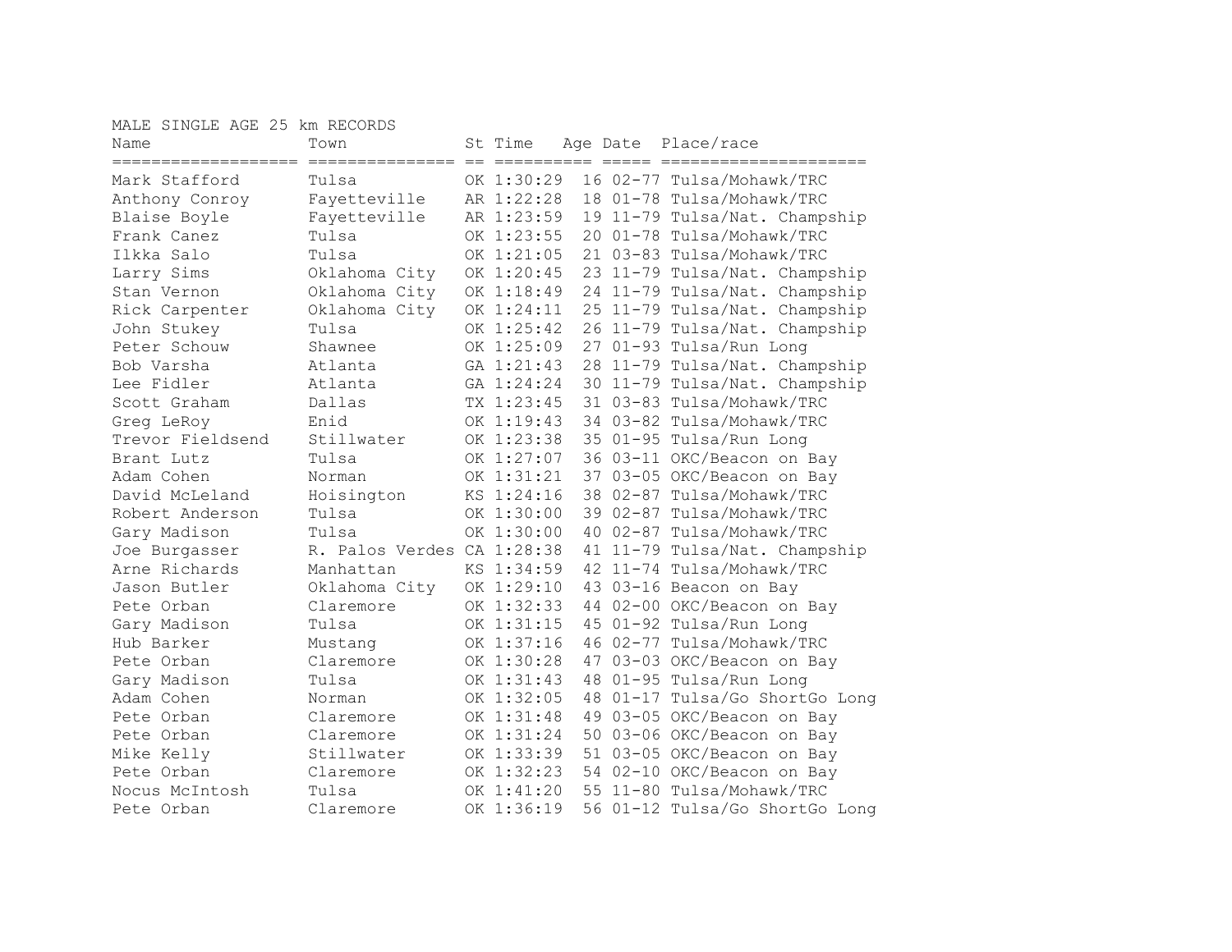MALE SINGLE AGE 25 km RECORDS

| Name | Town | St | Time | Age | Date | Place/race |
|---|---|---|---|---|---|---|
| Mark Stafford | Tulsa | OK | 1:30:29 | 16 | 02-77 | Tulsa/Mohawk/TRC |
| Anthony Conroy | Fayetteville | AR | 1:22:28 | 18 | 01-78 | Tulsa/Mohawk/TRC |
| Blaise Boyle | Fayetteville | AR | 1:23:59 | 19 | 11-79 | Tulsa/Nat. Champship |
| Frank Canez | Tulsa | OK | 1:23:55 | 20 | 01-78 | Tulsa/Mohawk/TRC |
| Ilkka Salo | Tulsa | OK | 1:21:05 | 21 | 03-83 | Tulsa/Mohawk/TRC |
| Larry Sims | Oklahoma City | OK | 1:20:45 | 23 | 11-79 | Tulsa/Nat. Champship |
| Stan Vernon | Oklahoma City | OK | 1:18:49 | 24 | 11-79 | Tulsa/Nat. Champship |
| Rick Carpenter | Oklahoma City | OK | 1:24:11 | 25 | 11-79 | Tulsa/Nat. Champship |
| John Stukey | Tulsa | OK | 1:25:42 | 26 | 11-79 | Tulsa/Nat. Champship |
| Peter Schouw | Shawnee | OK | 1:25:09 | 27 | 01-93 | Tulsa/Run Long |
| Bob Varsha | Atlanta | GA | 1:21:43 | 28 | 11-79 | Tulsa/Nat. Champship |
| Lee Fidler | Atlanta | GA | 1:24:24 | 30 | 11-79 | Tulsa/Nat. Champship |
| Scott Graham | Dallas | TX | 1:23:45 | 31 | 03-83 | Tulsa/Mohawk/TRC |
| Greg LeRoy | Enid | OK | 1:19:43 | 34 | 03-82 | Tulsa/Mohawk/TRC |
| Trevor Fieldsend | Stillwater | OK | 1:23:38 | 35 | 01-95 | Tulsa/Run Long |
| Brant Lutz | Tulsa | OK | 1:27:07 | 36 | 03-11 | OKC/Beacon on Bay |
| Adam Cohen | Norman | OK | 1:31:21 | 37 | 03-05 | OKC/Beacon on Bay |
| David McLeland | Hoisington | KS | 1:24:16 | 38 | 02-87 | Tulsa/Mohawk/TRC |
| Robert Anderson | Tulsa | OK | 1:30:00 | 39 | 02-87 | Tulsa/Mohawk/TRC |
| Gary Madison | Tulsa | OK | 1:30:00 | 40 | 02-87 | Tulsa/Mohawk/TRC |
| Joe Burgasser | R. Palos Verdes | CA | 1:28:38 | 41 | 11-79 | Tulsa/Nat. Champship |
| Arne Richards | Manhattan | KS | 1:34:59 | 42 | 11-74 | Tulsa/Mohawk/TRC |
| Jason Butler | Oklahoma City | OK | 1:29:10 | 43 | 03-16 | Beacon on Bay |
| Pete Orban | Claremore | OK | 1:32:33 | 44 | 02-00 | OKC/Beacon on Bay |
| Gary Madison | Tulsa | OK | 1:31:15 | 45 | 01-92 | Tulsa/Run Long |
| Hub Barker | Mustang | OK | 1:37:16 | 46 | 02-77 | Tulsa/Mohawk/TRC |
| Pete Orban | Claremore | OK | 1:30:28 | 47 | 03-03 | OKC/Beacon on Bay |
| Gary Madison | Tulsa | OK | 1:31:43 | 48 | 01-95 | Tulsa/Run Long |
| Adam Cohen | Norman | OK | 1:32:05 | 48 | 01-17 | Tulsa/Go ShortGo Long |
| Pete Orban | Claremore | OK | 1:31:48 | 49 | 03-05 | OKC/Beacon on Bay |
| Pete Orban | Claremore | OK | 1:31:24 | 50 | 03-06 | OKC/Beacon on Bay |
| Mike Kelly | Stillwater | OK | 1:33:39 | 51 | 03-05 | OKC/Beacon on Bay |
| Pete Orban | Claremore | OK | 1:32:23 | 54 | 02-10 | OKC/Beacon on Bay |
| Nocus McIntosh | Tulsa | OK | 1:41:20 | 55 | 11-80 | Tulsa/Mohawk/TRC |
| Pete Orban | Claremore | OK | 1:36:19 | 56 | 01-12 | Tulsa/Go ShortGo Long |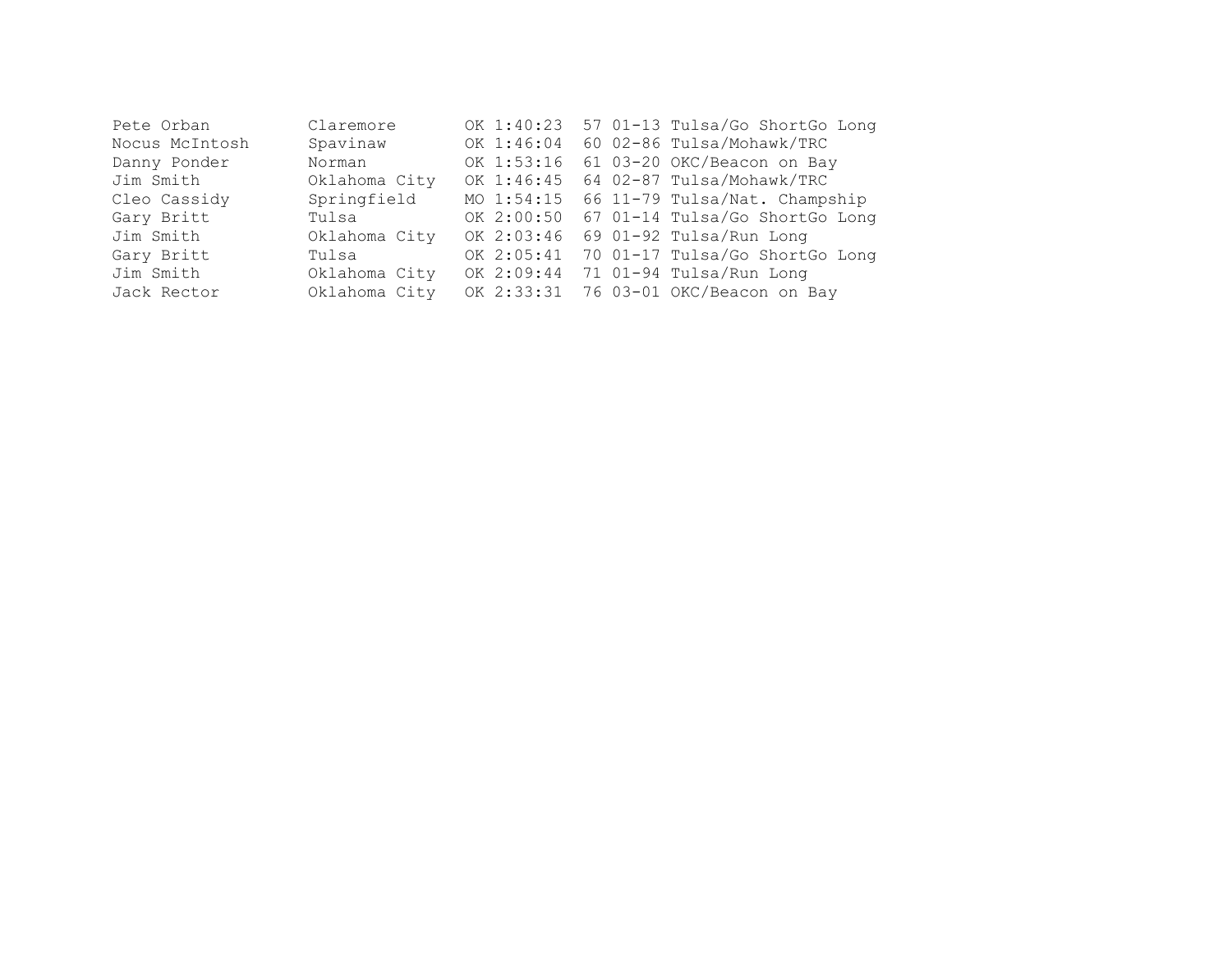| | | | | | | |
|---|---|---|---|---|---|---|
| Pete Orban | Claremore | OK | 1:40:23 | 57 | 01-13 | Tulsa/Go ShortGo Long |
| Nocus McIntosh | Spavinaw | OK | 1:46:04 | 60 | 02-86 | Tulsa/Mohawk/TRC |
| Danny Ponder | Norman | OK | 1:53:16 | 61 | 03-20 | OKC/Beacon on Bay |
| Jim Smith | Oklahoma City | OK | 1:46:45 | 64 | 02-87 | Tulsa/Mohawk/TRC |
| Cleo Cassidy | Springfield | MO | 1:54:15 | 66 | 11-79 | Tulsa/Nat. Champship |
| Gary Britt | Tulsa | OK | 2:00:50 | 67 | 01-14 | Tulsa/Go ShortGo Long |
| Jim Smith | Oklahoma City | OK | 2:03:46 | 69 | 01-92 | Tulsa/Run Long |
| Gary Britt | Tulsa | OK | 2:05:41 | 70 | 01-17 | Tulsa/Go ShortGo Long |
| Jim Smith | Oklahoma City | OK | 2:09:44 | 71 | 01-94 | Tulsa/Run Long |
| Jack Rector | Oklahoma City | OK | 2:33:31 | 76 | 03-01 | OKC/Beacon on Bay |